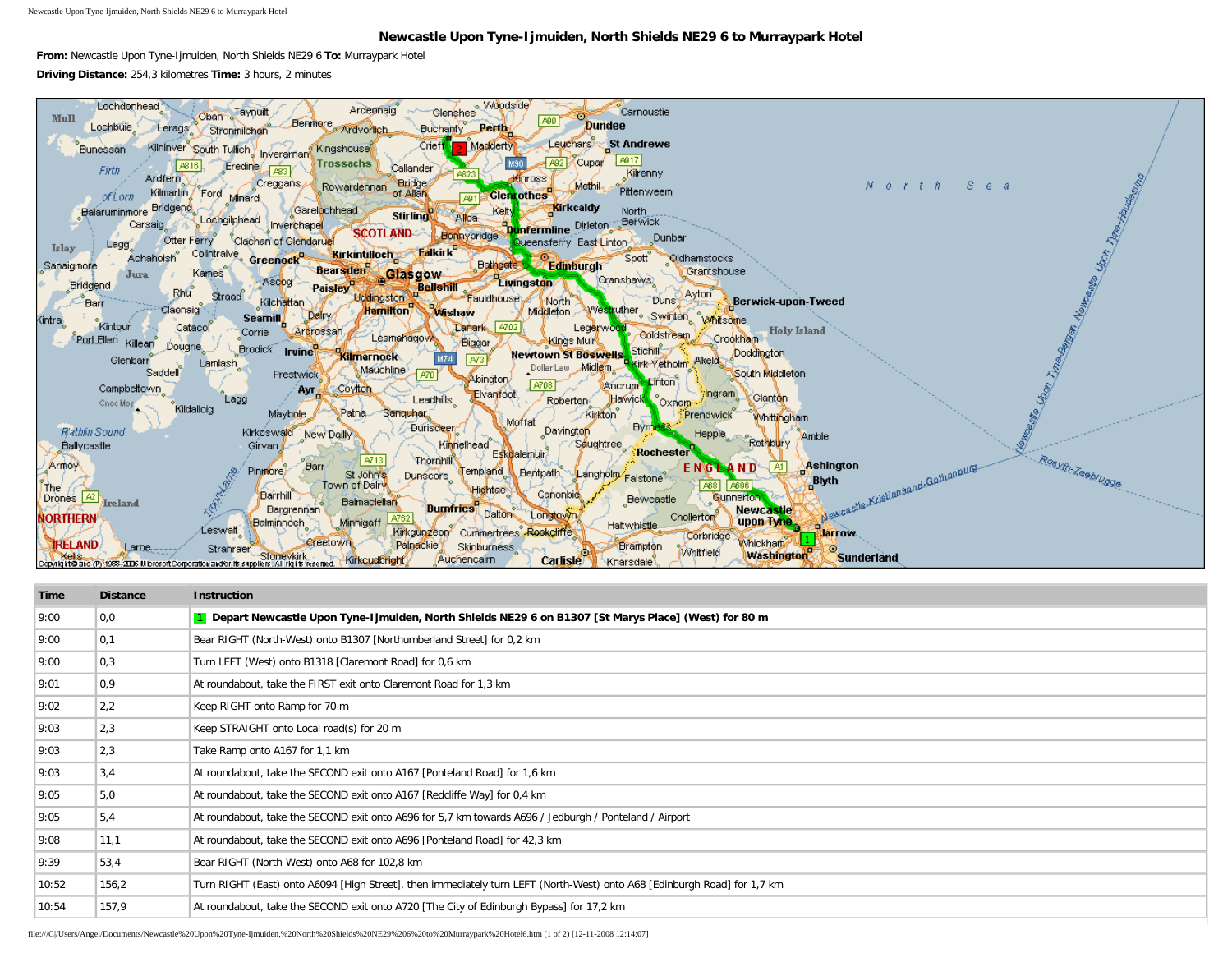# Newcastle Upon Tyne-Ijmuiden, North Shields NE29 6 to Murraypark Hotel

**From:** Newcastle Upon Tyne-Ijmuiden, North Shields NE29 6 **To:** Murraypark Hotel

**Driving Distance:** 254,3 kilometres **Time:** 3 hours, 2 minutes

| Time | Distance | Instruction |
|---|---|---|
| 9:00 | 0,0 | 1 **Depart Newcastle Upon Tyne-Ijmuiden, North Shields NE29 6 on B1307 [St Marys Place] (West) for 80 m** |
| 9:00 | 0,1 | Bear RIGHT (North-West) onto B1307 [Northumberland Street] for 0,2 km |
| 9:00 | 0,3 | Turn LEFT (West) onto B1318 [Claremont Road] for 0,6 km |
| 9:01 | 0,9 | At roundabout, take the FIRST exit onto Claremont Road for 1,3 km |
| 9:02 | 2,2 | Keep RIGHT onto Ramp for 70 m |
| 9:03 | 2,3 | Keep STRAIGHT onto Local road(s) for 20 m |
| 9:03 | 2,3 | Take Ramp onto A167 for 1,1 km |
| 9:03 | 3,4 | At roundabout, take the SECOND exit onto A167 [Ponteland Road] for 1,6 km |
| 9:05 | 5,0 | At roundabout, take the SECOND exit onto A167 [Redcliffe Way] for 0,4 km |
| 9:05 | 5,4 | At roundabout, take the SECOND exit onto A696 for 5,7 km towards A696 / Jedburgh / Ponteland / Airport |
| 9:08 | 11,1 | At roundabout, take the SECOND exit onto A696 [Ponteland Road] for 42,3 km |
| 9:39 | 53,4 | Bear RIGHT (North-West) onto A68 for 102,8 km |
| 10:52 | 156,2 | Turn RIGHT (East) onto A6094 [High Street], then immediately turn LEFT (North-West) onto A68 [Edinburgh Road] for 1,7 km |
| 10:54 | 157,9 | At roundabout, take the SECOND exit onto A720 [The City of Edinburgh Bypass] for 17,2 km |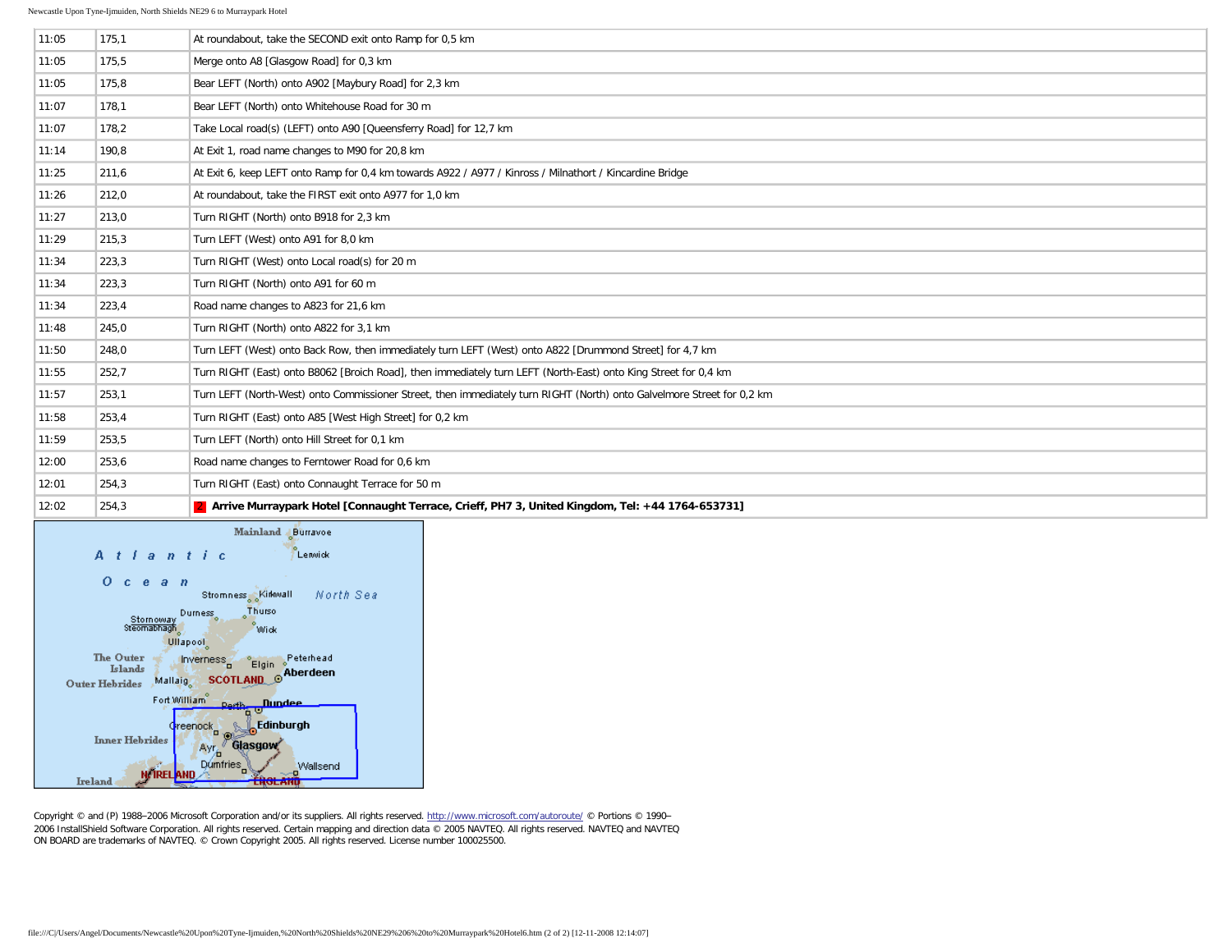| | | |
|---|---|---|
| 11:05 | 175,1 | At roundabout, take the SECOND exit onto Ramp for 0,5 km |
| 11:05 | 175,5 | Merge onto A8 [Glasgow Road] for 0,3 km |
| 11:05 | 175,8 | Bear LEFT (North) onto A902 [Maybury Road] for 2,3 km |
| 11:07 | 178,1 | Bear LEFT (North) onto Whitehouse Road for 30 m |
| 11:07 | 178,2 | Take Local road(s) (LEFT) onto A90 [Queensferry Road] for 12,7 km |
| 11:14 | 190,8 | At Exit 1, road name changes to M90 for 20,8 km |
| 11:25 | 211,6 | At Exit 6, keep LEFT onto Ramp for 0,4 km towards A922 / A977 / Kinross / Milnathort / Kincardine Bridge |
| 11:26 | 212,0 | At roundabout, take the FIRST exit onto A977 for 1,0 km |
| 11:27 | 213,0 | Turn RIGHT (North) onto B918 for 2,3 km |
| 11:29 | 215,3 | Turn LEFT (West) onto A91 for 8,0 km |
| 11:34 | 223,3 | Turn RIGHT (West) onto Local road(s) for 20 m |
| 11:34 | 223,3 | Turn RIGHT (North) onto A91 for 60 m |
| 11:34 | 223,4 | Road name changes to A823 for 21,6 km |
| 11:48 | 245,0 | Turn RIGHT (North) onto A822 for 3,1 km |
| 11:50 | 248,0 | Turn LEFT (West) onto Back Row, then immediately turn LEFT (West) onto A822 [Drummond Street] for 4,7 km |
| 11:55 | 252,7 | Turn RIGHT (East) onto B8062 [Broich Road], then immediately turn LEFT (North-East) onto King Street for 0,4 km |
| 11:57 | 253,1 | Turn LEFT (North-West) onto Commissioner Street, then immediately turn RIGHT (North) onto Galvelmore Street for 0,2 km |
| 11:58 | 253,4 | Turn RIGHT (East) onto A85 [West High Street] for 0,2 km |
| 11:59 | 253,5 | Turn LEFT (North) onto Hill Street for 0,1 km |
| 12:00 | 253,6 | Road name changes to Ferntower Road for 0,6 km |
| 12:01 | 254,3 | Turn RIGHT (East) onto Connaught Terrace for 50 m |
| 12:02 | 254,3 | 2 **Arrive Murraypark Hotel [Connaught Terrace, Crieff, PH7 3, United Kingdom, Tel: +44 1764-653731]** |

Copyright © and (P) 1988–2006 Microsoft Corporation and/or its suppliers. All rights reserved. http://www.microsoft.com/autoroute/ © Portions © 1990–2006 InstallShield Software Corporation. All rights reserved. Certain mapping and direction data © 2005 NAVTEQ. All rights reserved. NAVTEQ and NAVTEQ ON BOARD are trademarks of NAVTEQ. © Crown Copyright 2005. All rights reserved. License number 100025500.